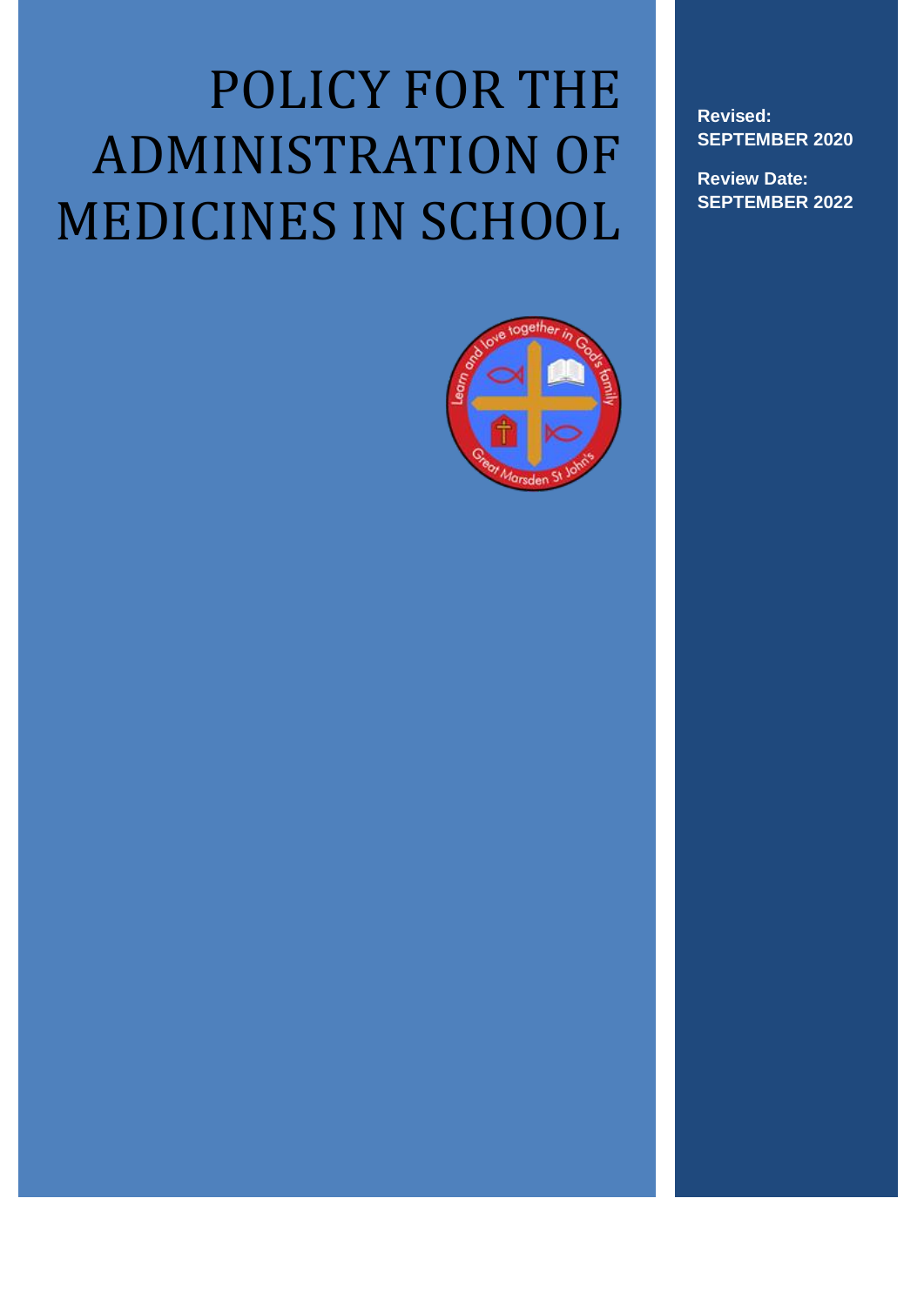# POLICY FOR THE ADMINISTRATION OF MEDICINES IN SCHOOL

**Revised:**
**SEPTEMBER 2020**

**Review Date:**
**SEPTEMBER 2022**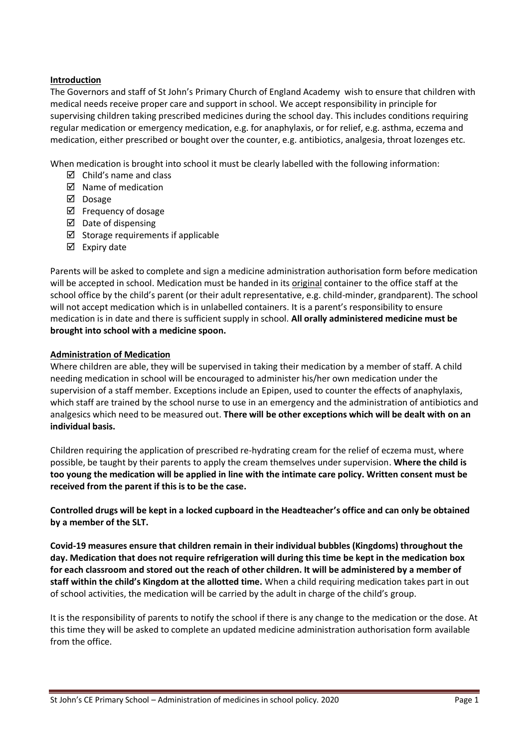**Introduction**

The Governors and staff of St John's Primary Church of England Academy wish to ensure that children with medical needs receive proper care and support in school. We accept responsibility in principle for supervising children taking prescribed medicines during the school day. This includes conditions requiring regular medication or emergency medication, e.g. for anaphylaxis, or for relief, e.g. asthma, eczema and medication, either prescribed or bought over the counter, e.g. antibiotics, analgesia, throat lozenges etc.

When medication is brought into school it must be clearly labelled with the following information:

- ☑ Child's name and class
- ☑ Name of medication
- ☑ Dosage
- ☑ Frequency of dosage
- ☑ Date of dispensing
- ☑ Storage requirements if applicable
- ☑ Expiry date

Parents will be asked to complete and sign a medicine administration authorisation form before medication will be accepted in school. Medication must be handed in its original container to the office staff at the school office by the child's parent (or their adult representative, e.g. child-minder, grandparent). The school will not accept medication which is in unlabelled containers. It is a parent's responsibility to ensure medication is in date and there is sufficient supply in school. **All orally administered medicine must be brought into school with a medicine spoon.**

**Administration of Medication**

Where children are able, they will be supervised in taking their medication by a member of staff. A child needing medication in school will be encouraged to administer his/her own medication under the supervision of a staff member. Exceptions include an Epipen, used to counter the effects of anaphylaxis, which staff are trained by the school nurse to use in an emergency and the administration of antibiotics and analgesics which need to be measured out. **There will be other exceptions which will be dealt with on an individual basis.**

Children requiring the application of prescribed re-hydrating cream for the relief of eczema must, where possible, be taught by their parents to apply the cream themselves under supervision. **Where the child is too young the medication will be applied in line with the intimate care policy. Written consent must be received from the parent if this is to be the case.**

**Controlled drugs will be kept in a locked cupboard in the Headteacher's office and can only be obtained by a member of the SLT.**

**Covid-19 measures ensure that children remain in their individual bubbles (Kingdoms) throughout the day. Medication that does not require refrigeration will during this time be kept in the medication box for each classroom and stored out the reach of other children. It will be administered by a member of staff within the child's Kingdom at the allotted time.** When a child requiring medication takes part in out of school activities, the medication will be carried by the adult in charge of the child's group.

It is the responsibility of parents to notify the school if there is any change to the medication or the dose. At this time they will be asked to complete an updated medicine administration authorisation form available from the office.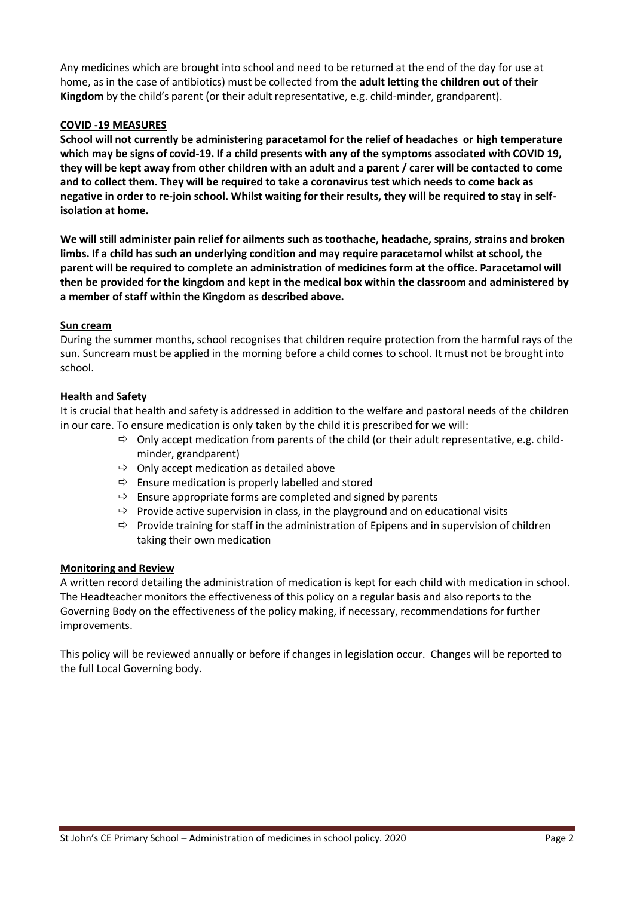Any medicines which are brought into school and need to be returned at the end of the day for use at home, as in the case of antibiotics) must be collected from the **adult letting the children out of their Kingdom** by the child's parent (or their adult representative, e.g. child-minder, grandparent).

**COVID -19 MEASURES**

**School will not currently be administering paracetamol for the relief of headaches or high temperature which may be signs of covid-19. If a child presents with any of the symptoms associated with COVID 19, they will be kept away from other children with an adult and a parent / carer will be contacted to come and to collect them. They will be required to take a coronavirus test which needs to come back as negative in order to re-join school. Whilst waiting for their results, they will be required to stay in self-isolation at home.**

**We will still administer pain relief for ailments such as toothache, headache, sprains, strains and broken limbs. If a child has such an underlying condition and may require paracetamol whilst at school, the parent will be required to complete an administration of medicines form at the office. Paracetamol will then be provided for the kingdom and kept in the medical box within the classroom and administered by a member of staff within the Kingdom as described above.**

**Sun cream**

During the summer months, school recognises that children require protection from the harmful rays of the sun. Suncream must be applied in the morning before a child comes to school. It must not be brought into school.

**Health and Safety**

It is crucial that health and safety is addressed in addition to the welfare and pastoral needs of the children in our care. To ensure medication is only taken by the child it is prescribed for we will:

- ⇨ Only accept medication from parents of the child (or their adult representative, e.g. child-minder, grandparent)
- ⇨ Only accept medication as detailed above
- ⇨ Ensure medication is properly labelled and stored
- ⇨ Ensure appropriate forms are completed and signed by parents
- ⇨ Provide active supervision in class, in the playground and on educational visits
- ⇨ Provide training for staff in the administration of Epipens and in supervision of children taking their own medication

**Monitoring and Review**

A written record detailing the administration of medication is kept for each child with medication in school. The Headteacher monitors the effectiveness of this policy on a regular basis and also reports to the Governing Body on the effectiveness of the policy making, if necessary, recommendations for further improvements.

This policy will be reviewed annually or before if changes in legislation occur. Changes will be reported to the full Local Governing body.